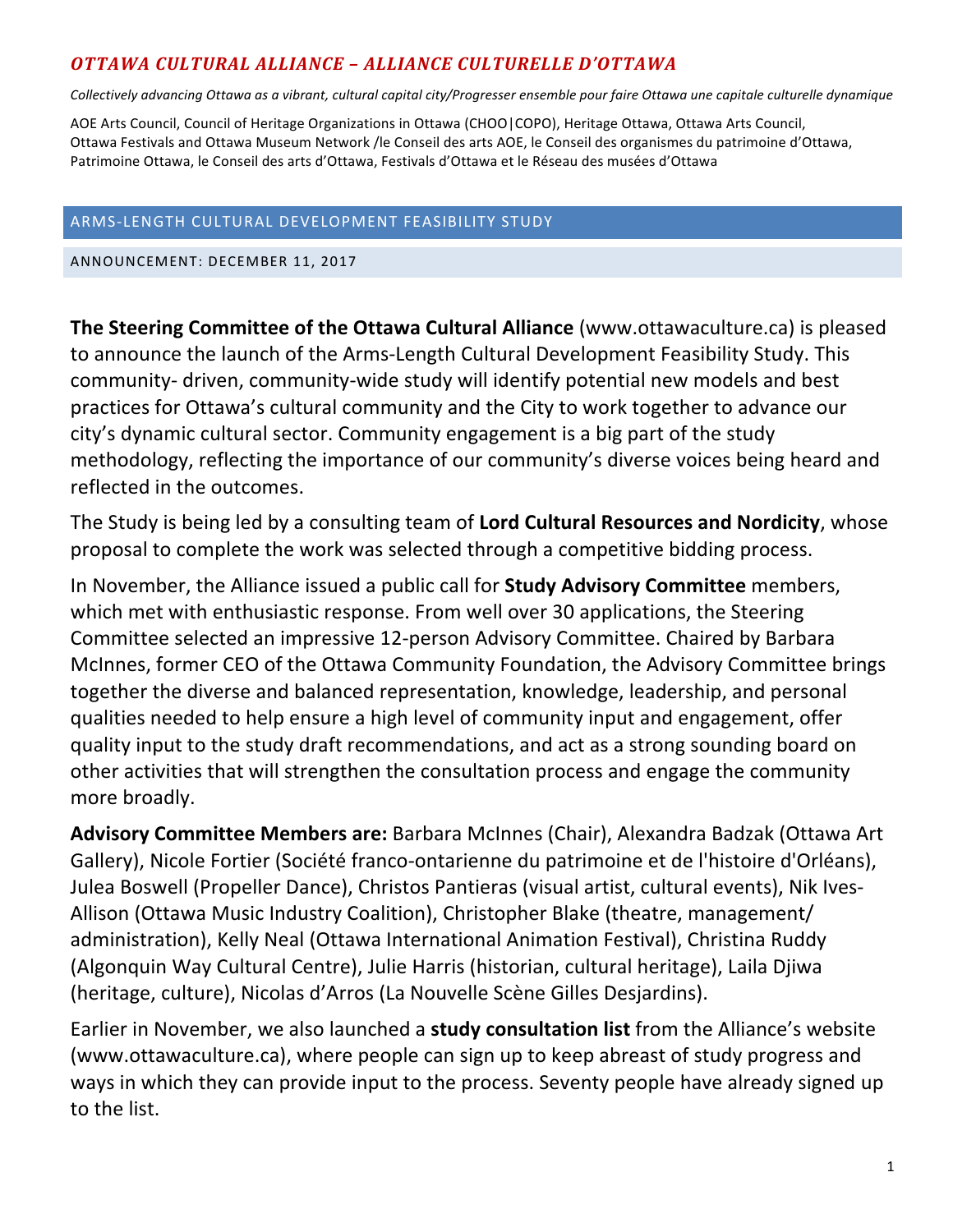*OTTAWA CULTURAL ALLIANCE – ALLIANCE CULTURELLE D'OTTAWA*

*Collectively advancing Ottawa as a vibrant, cultural capital city/Progresser ensemble pour faire Ottawa une capitale culturelle dynamique*

AOE Arts Council, Council of Heritage Organizations in Ottawa (CHOO|COPO), Heritage Ottawa, Ottawa Arts Council, Ottawa Festivals and Ottawa Museum Network /le Conseil des arts AOE, le Conseil des organismes du patrimoine d'Ottawa, Patrimoine Ottawa, le Conseil des arts d'Ottawa, Festivals d'Ottawa et le Réseau des musées d'Ottawa

## ARMS-LENGTH CULTURAL DEVELOPMENT FEASIBILITY STUDY

### ANNOUNCEMENT: DECEMBER 11, 2017

**The Steering Committee of the Ottawa Cultural Alliance** (www.ottawaculture.ca) is pleased to announce the launch of the Arms-Length Cultural Development Feasibility Study. This community- driven, community-wide study will identify potential new models and best practices for Ottawa's cultural community and the City to work together to advance our city's dynamic cultural sector. Community engagement is a big part of the study methodology, reflecting the importance of our community's diverse voices being heard and reflected in the outcomes.

The Study is being led by a consulting team of **Lord Cultural Resources and Nordicity**, whose proposal to complete the work was selected through a competitive bidding process.

In November, the Alliance issued a public call for **Study Advisory Committee** members, which met with enthusiastic response. From well over 30 applications, the Steering Committee selected an impressive 12-person Advisory Committee. Chaired by Barbara McInnes, former CEO of the Ottawa Community Foundation, the Advisory Committee brings together the diverse and balanced representation, knowledge, leadership, and personal qualities needed to help ensure a high level of community input and engagement, offer quality input to the study draft recommendations, and act as a strong sounding board on other activities that will strengthen the consultation process and engage the community more broadly.

**Advisory Committee Members are:** Barbara McInnes (Chair), Alexandra Badzak (Ottawa Art Gallery), Nicole Fortier (Société franco-ontarienne du patrimoine et de l'histoire d'Orléans), Julea Boswell (Propeller Dance), Christos Pantieras (visual artist, cultural events), Nik Ives-Allison (Ottawa Music Industry Coalition), Christopher Blake (theatre, management/ administration), Kelly Neal (Ottawa International Animation Festival), Christina Ruddy (Algonquin Way Cultural Centre), Julie Harris (historian, cultural heritage), Laila Djiwa (heritage, culture), Nicolas d'Arros (La Nouvelle Scène Gilles Desjardins).

Earlier in November, we also launched a **study consultation list** from the Alliance's website (www.ottawaculture.ca), where people can sign up to keep abreast of study progress and ways in which they can provide input to the process. Seventy people have already signed up to the list.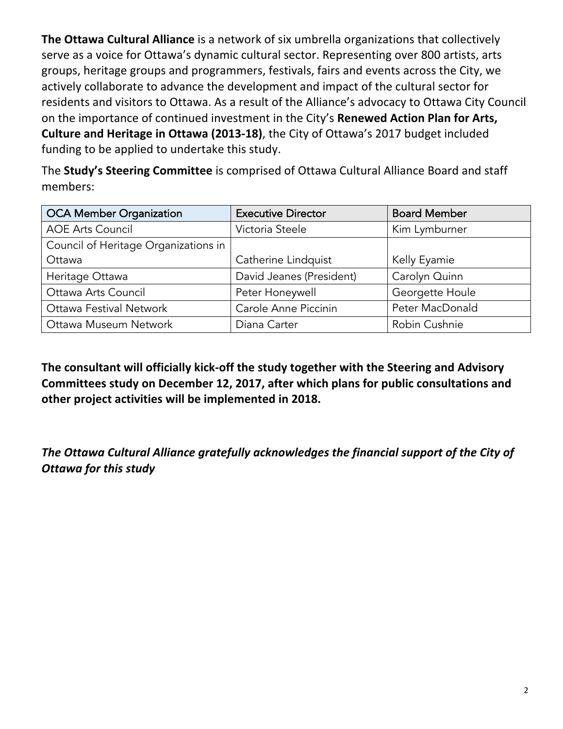**The Ottawa Cultural Alliance** is a network of six umbrella organizations that collectively serve as a voice for Ottawa's dynamic cultural sector. Representing over 800 artists, arts groups, heritage groups and programmers, festivals, fairs and events across the City, we actively collaborate to advance the development and impact of the cultural sector for residents and visitors to Ottawa. As a result of the Alliance's advocacy to Ottawa City Council on the importance of continued investment in the City's **Renewed Action Plan for Arts, Culture and Heritage in Ottawa (2013-18)**, the City of Ottawa's 2017 budget included funding to be applied to undertake this study.

The **Study's Steering Committee** is comprised of Ottawa Cultural Alliance Board and staff members:

| OCA Member Organization | Executive Director | Board Member |
|---|---|---|
| AOE Arts Council | Victoria Steele | Kim Lymburner |
| Council of Heritage Organizations in Ottawa | Catherine Lindquist | Kelly Eyamie |
| Heritage Ottawa | David Jeanes (President) | Carolyn Quinn |
| Ottawa Arts Council | Peter Honeywell | Georgette Houle |
| Ottawa Festival Network | Carole Anne Piccinin | Peter MacDonald |
| Ottawa Museum Network | Diana Carter | Robin Cushnie |

**The consultant will officially kick-off the study together with the Steering and Advisory Committees study on December 12, 2017, after which plans for public consultations and other project activities will be implemented in 2018.**

***The Ottawa Cultural Alliance gratefully acknowledges the financial support of the City of Ottawa for this study***